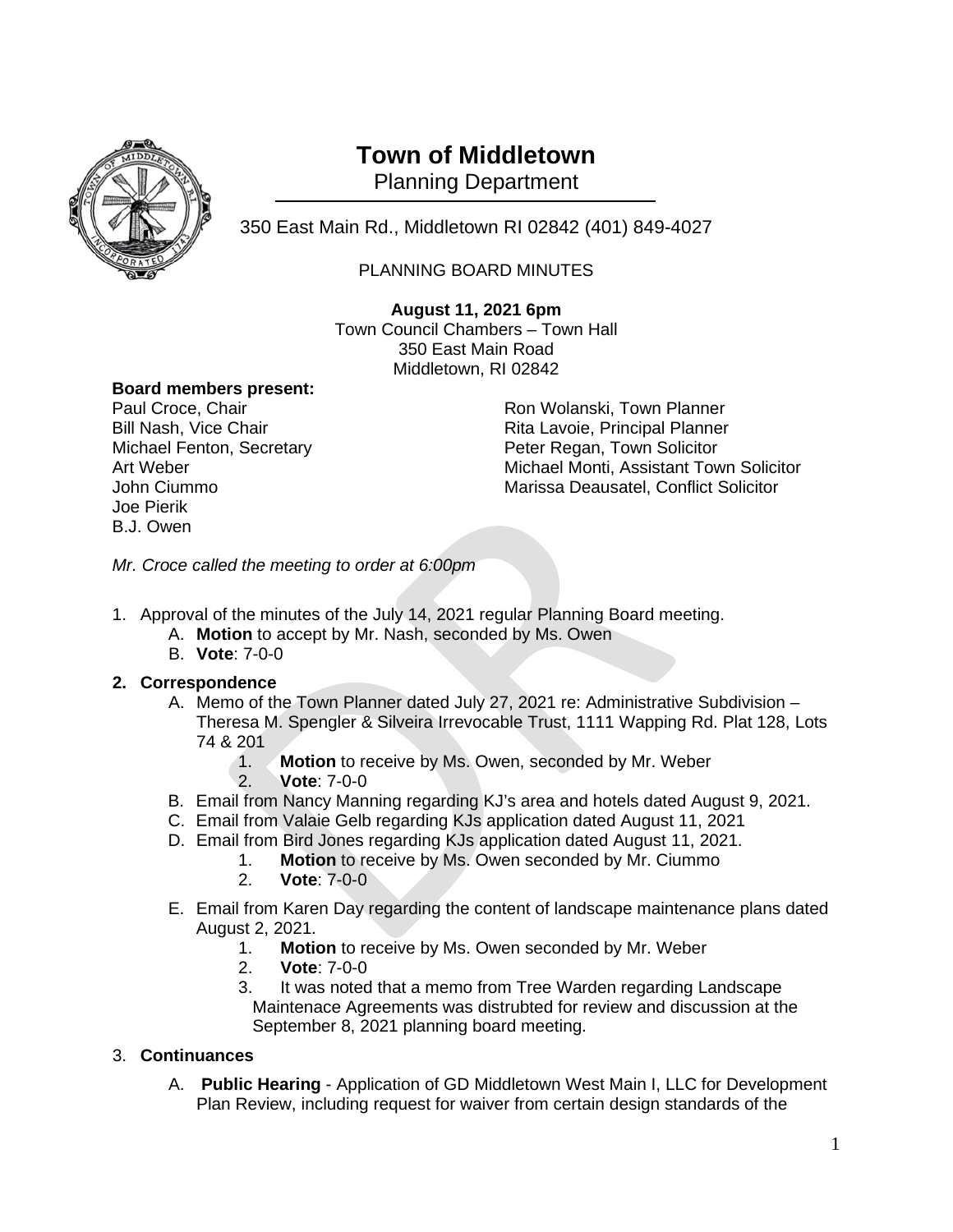# Town of Middletown

Planning Department

350 East Main Rd., Middletown RI 02842 (401) 849-4027

PLANNING BOARD MINUTES

**August 11, 2021 6pm**
Town Council Chambers – Town Hall
350 East Main Road
Middletown, RI 02842

**Board members present:**

Paul Croce, Chair
Bill Nash, Vice Chair
Michael Fenton, Secretary
Art Weber
John Ciummo
Joe Pierik
B.J. Owen

Ron Wolanski, Town Planner
Rita Lavoie, Principal Planner
Peter Regan, Town Solicitor
Michael Monti, Assistant Town Solicitor
Marissa Deausatel, Conflict Solicitor

*Mr. Croce called the meeting to order at 6:00pm*

1. Approval of the minutes of the July 14, 2021 regular Planning Board meeting.
   A. **Motion** to accept by Mr. Nash, seconded by Ms. Owen
   B. **Vote**: 7-0-0

2. **Correspondence**
   A. Memo of the Town Planner dated July 27, 2021 re: Administrative Subdivision – Theresa M. Spengler & Silveira Irrevocable Trust, 1111 Wapping Rd. Plat 128, Lots 74 & 201
      1. **Motion** to receive by Ms. Owen, seconded by Mr. Weber
      2. **Vote**: 7-0-0
   B. Email from Nancy Manning regarding KJ's area and hotels dated August 9, 2021.
   C. Email from Valaie Gelb regarding KJs application dated August 11, 2021
   D. Email from Bird Jones regarding KJs application dated August 11, 2021.
      1. **Motion** to receive by Ms. Owen seconded by Mr. Ciummo
      2. **Vote**: 7-0-0
   E. Email from Karen Day regarding the content of landscape maintenance plans dated August 2, 2021.
      1. **Motion** to receive by Ms. Owen seconded by Mr. Weber
      2. **Vote**: 7-0-0
      3. It was noted that a memo from Tree Warden regarding Landscape Maintenace Agreements was distrubted for review and discussion at the September 8, 2021 planning board meeting.

3. **Continuances**
   A. **Public Hearing** - Application of GD Middletown West Main I, LLC for Development Plan Review, including request for waiver from certain design standards of the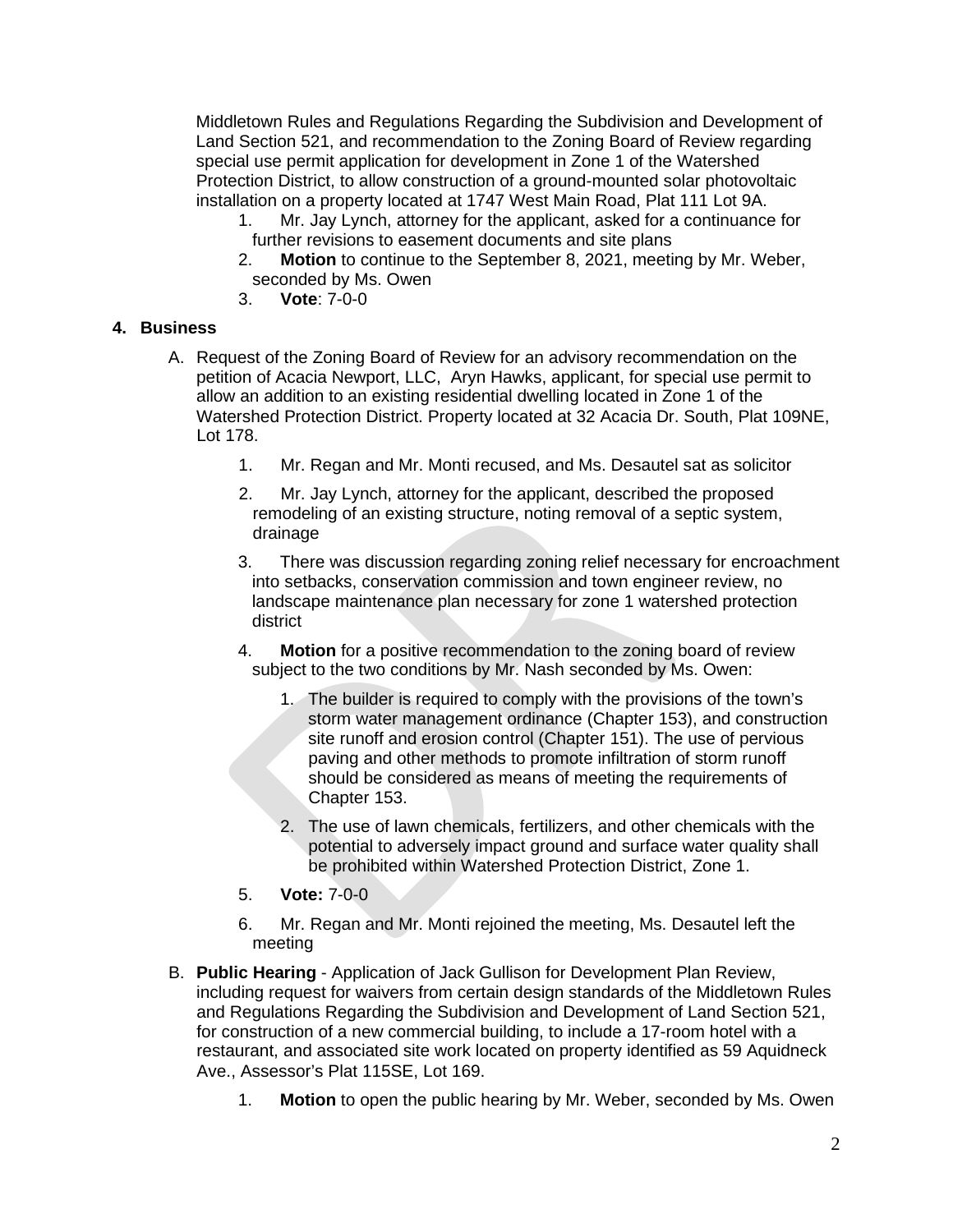Middletown Rules and Regulations Regarding the Subdivision and Development of Land Section 521, and recommendation to the Zoning Board of Review regarding special use permit application for development in Zone 1 of the Watershed Protection District, to allow construction of a ground-mounted solar photovoltaic installation on a property located at 1747 West Main Road, Plat 111 Lot 9A.

1. Mr. Jay Lynch, attorney for the applicant, asked for a continuance for further revisions to easement documents and site plans
2. **Motion** to continue to the September 8, 2021, meeting by Mr. Weber, seconded by Ms. Owen
3. **Vote**: 7-0-0

## 4. Business

A. Request of the Zoning Board of Review for an advisory recommendation on the petition of Acacia Newport, LLC, Aryn Hawks, applicant, for special use permit to allow an addition to an existing residential dwelling located in Zone 1 of the Watershed Protection District. Property located at 32 Acacia Dr. South, Plat 109NE, Lot 178.

1. Mr. Regan and Mr. Monti recused, and Ms. Desautel sat as solicitor
2. Mr. Jay Lynch, attorney for the applicant, described the proposed remodeling of an existing structure, noting removal of a septic system, drainage
3. There was discussion regarding zoning relief necessary for encroachment into setbacks, conservation commission and town engineer review, no landscape maintenance plan necessary for zone 1 watershed protection district
4. **Motion** for a positive recommendation to the zoning board of review subject to the two conditions by Mr. Nash seconded by Ms. Owen:
   1. The builder is required to comply with the provisions of the town's storm water management ordinance (Chapter 153), and construction site runoff and erosion control (Chapter 151). The use of pervious paving and other methods to promote infiltration of storm runoff should be considered as means of meeting the requirements of Chapter 153.
   2. The use of lawn chemicals, fertilizers, and other chemicals with the potential to adversely impact ground and surface water quality shall be prohibited within Watershed Protection District, Zone 1.
5. **Vote:** 7-0-0
6. Mr. Regan and Mr. Monti rejoined the meeting, Ms. Desautel left the meeting

B. **Public Hearing** - Application of Jack Gullison for Development Plan Review, including request for waivers from certain design standards of the Middletown Rules and Regulations Regarding the Subdivision and Development of Land Section 521, for construction of a new commercial building, to include a 17-room hotel with a restaurant, and associated site work located on property identified as 59 Aquidneck Ave., Assessor's Plat 115SE, Lot 169.

1. **Motion** to open the public hearing by Mr. Weber, seconded by Ms. Owen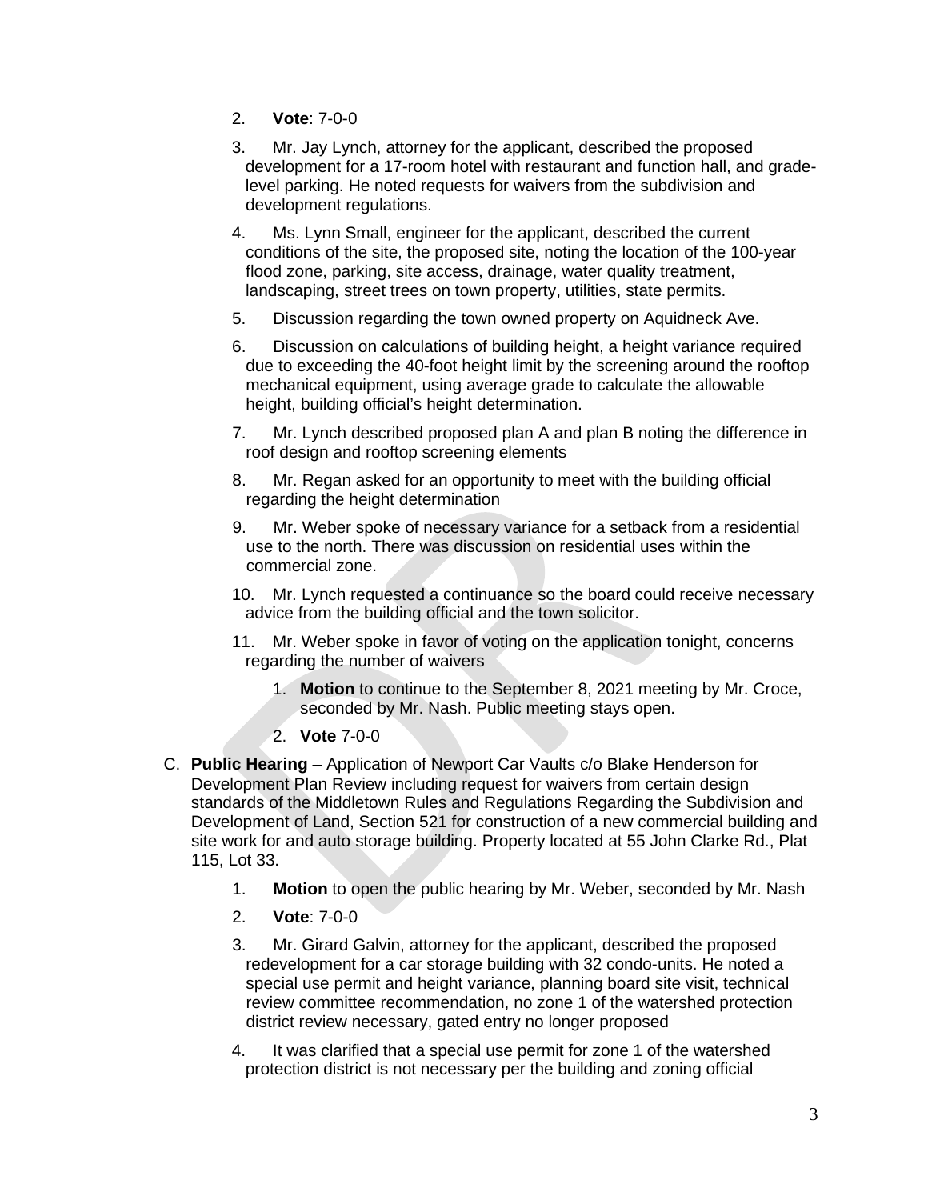2. **Vote**: 7-0-0

3. Mr. Jay Lynch, attorney for the applicant, described the proposed development for a 17-room hotel with restaurant and function hall, and grade-level parking. He noted requests for waivers from the subdivision and development regulations.

4. Ms. Lynn Small, engineer for the applicant, described the current conditions of the site, the proposed site, noting the location of the 100-year flood zone, parking, site access, drainage, water quality treatment, landscaping, street trees on town property, utilities, state permits.

5. Discussion regarding the town owned property on Aquidneck Ave.

6. Discussion on calculations of building height, a height variance required due to exceeding the 40-foot height limit by the screening around the rooftop mechanical equipment, using average grade to calculate the allowable height, building official's height determination.

7. Mr. Lynch described proposed plan A and plan B noting the difference in roof design and rooftop screening elements

8. Mr. Regan asked for an opportunity to meet with the building official regarding the height determination

9. Mr. Weber spoke of necessary variance for a setback from a residential use to the north. There was discussion on residential uses within the commercial zone.

10. Mr. Lynch requested a continuance so the board could receive necessary advice from the building official and the town solicitor.

11. Mr. Weber spoke in favor of voting on the application tonight, concerns regarding the number of waivers

    1. **Motion** to continue to the September 8, 2021 meeting by Mr. Croce, seconded by Mr. Nash. Public meeting stays open.
    2. **Vote** 7-0-0

C. **Public Hearing** – Application of Newport Car Vaults c/o Blake Henderson for Development Plan Review including request for waivers from certain design standards of the Middletown Rules and Regulations Regarding the Subdivision and Development of Land, Section 521 for construction of a new commercial building and site work for and auto storage building. Property located at 55 John Clarke Rd., Plat 115, Lot 33.

1. **Motion** to open the public hearing by Mr. Weber, seconded by Mr. Nash

2. **Vote**: 7-0-0

3. Mr. Girard Galvin, attorney for the applicant, described the proposed redevelopment for a car storage building with 32 condo-units. He noted a special use permit and height variance, planning board site visit, technical review committee recommendation, no zone 1 of the watershed protection district review necessary, gated entry no longer proposed

4. It was clarified that a special use permit for zone 1 of the watershed protection district is not necessary per the building and zoning official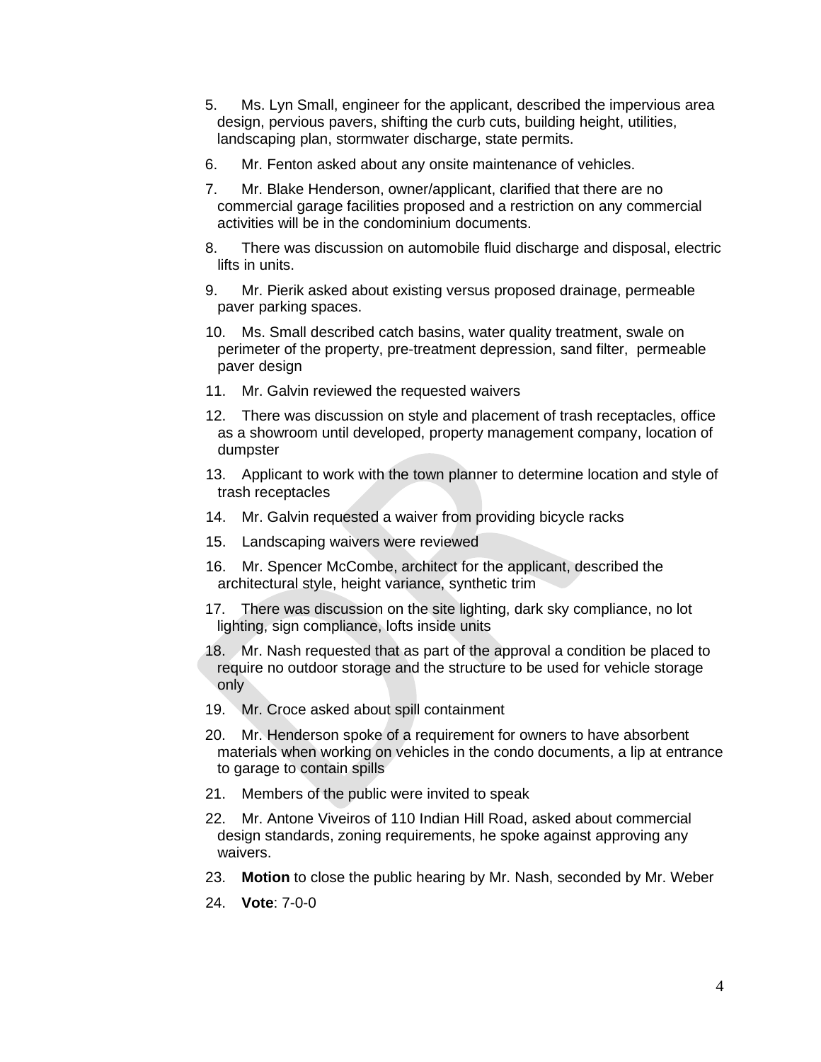5. Ms. Lyn Small, engineer for the applicant, described the impervious area design, pervious pavers, shifting the curb cuts, building height, utilities, landscaping plan, stormwater discharge, state permits.
6. Mr. Fenton asked about any onsite maintenance of vehicles.
7. Mr. Blake Henderson, owner/applicant, clarified that there are no commercial garage facilities proposed and a restriction on any commercial activities will be in the condominium documents.
8. There was discussion on automobile fluid discharge and disposal, electric lifts in units.
9. Mr. Pierik asked about existing versus proposed drainage, permeable paver parking spaces.
10. Ms. Small described catch basins, water quality treatment, swale on perimeter of the property, pre-treatment depression, sand filter, permeable paver design
11. Mr. Galvin reviewed the requested waivers
12. There was discussion on style and placement of trash receptacles, office as a showroom until developed, property management company, location of dumpster
13. Applicant to work with the town planner to determine location and style of trash receptacles
14. Mr. Galvin requested a waiver from providing bicycle racks
15. Landscaping waivers were reviewed
16. Mr. Spencer McCombe, architect for the applicant, described the architectural style, height variance, synthetic trim
17. There was discussion on the site lighting, dark sky compliance, no lot lighting, sign compliance, lofts inside units
18. Mr. Nash requested that as part of the approval a condition be placed to require no outdoor storage and the structure to be used for vehicle storage only
19. Mr. Croce asked about spill containment
20. Mr. Henderson spoke of a requirement for owners to have absorbent materials when working on vehicles in the condo documents, a lip at entrance to garage to contain spills
21. Members of the public were invited to speak
22. Mr. Antone Viveiros of 110 Indian Hill Road, asked about commercial design standards, zoning requirements, he spoke against approving any waivers.
23. **Motion** to close the public hearing by Mr. Nash, seconded by Mr. Weber
24. **Vote**: 7-0-0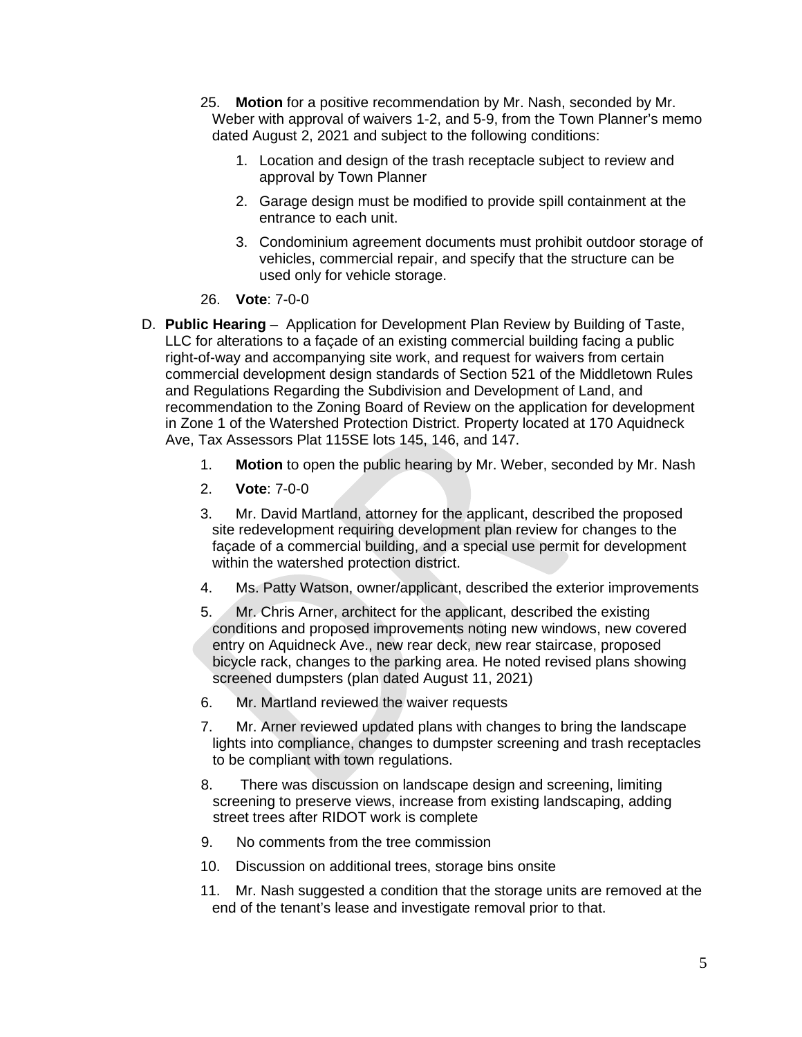25. **Motion** for a positive recommendation by Mr. Nash, seconded by Mr. Weber with approval of waivers 1-2, and 5-9, from the Town Planner's memo dated August 2, 2021 and subject to the following conditions:

    1. Location and design of the trash receptacle subject to review and approval by Town Planner
    2. Garage design must be modified to provide spill containment at the entrance to each unit.
    3. Condominium agreement documents must prohibit outdoor storage of vehicles, commercial repair, and specify that the structure can be used only for vehicle storage.

26. **Vote**: 7-0-0

D. **Public Hearing** – Application for Development Plan Review by Building of Taste, LLC for alterations to a façade of an existing commercial building facing a public right-of-way and accompanying site work, and request for waivers from certain commercial development design standards of Section 521 of the Middletown Rules and Regulations Regarding the Subdivision and Development of Land, and recommendation to the Zoning Board of Review on the application for development in Zone 1 of the Watershed Protection District. Property located at 170 Aquidneck Ave, Tax Assessors Plat 115SE lots 145, 146, and 147.

1. **Motion** to open the public hearing by Mr. Weber, seconded by Mr. Nash
2. **Vote**: 7-0-0
3. Mr. David Martland, attorney for the applicant, described the proposed site redevelopment requiring development plan review for changes to the façade of a commercial building, and a special use permit for development within the watershed protection district.
4. Ms. Patty Watson, owner/applicant, described the exterior improvements
5. Mr. Chris Arner, architect for the applicant, described the existing conditions and proposed improvements noting new windows, new covered entry on Aquidneck Ave., new rear deck, new rear staircase, proposed bicycle rack, changes to the parking area. He noted revised plans showing screened dumpsters (plan dated August 11, 2021)
6. Mr. Martland reviewed the waiver requests
7. Mr. Arner reviewed updated plans with changes to bring the landscape lights into compliance, changes to dumpster screening and trash receptacles to be compliant with town regulations.
8. There was discussion on landscape design and screening, limiting screening to preserve views, increase from existing landscaping, adding street trees after RIDOT work is complete
9. No comments from the tree commission
10. Discussion on additional trees, storage bins onsite
11. Mr. Nash suggested a condition that the storage units are removed at the end of the tenant's lease and investigate removal prior to that.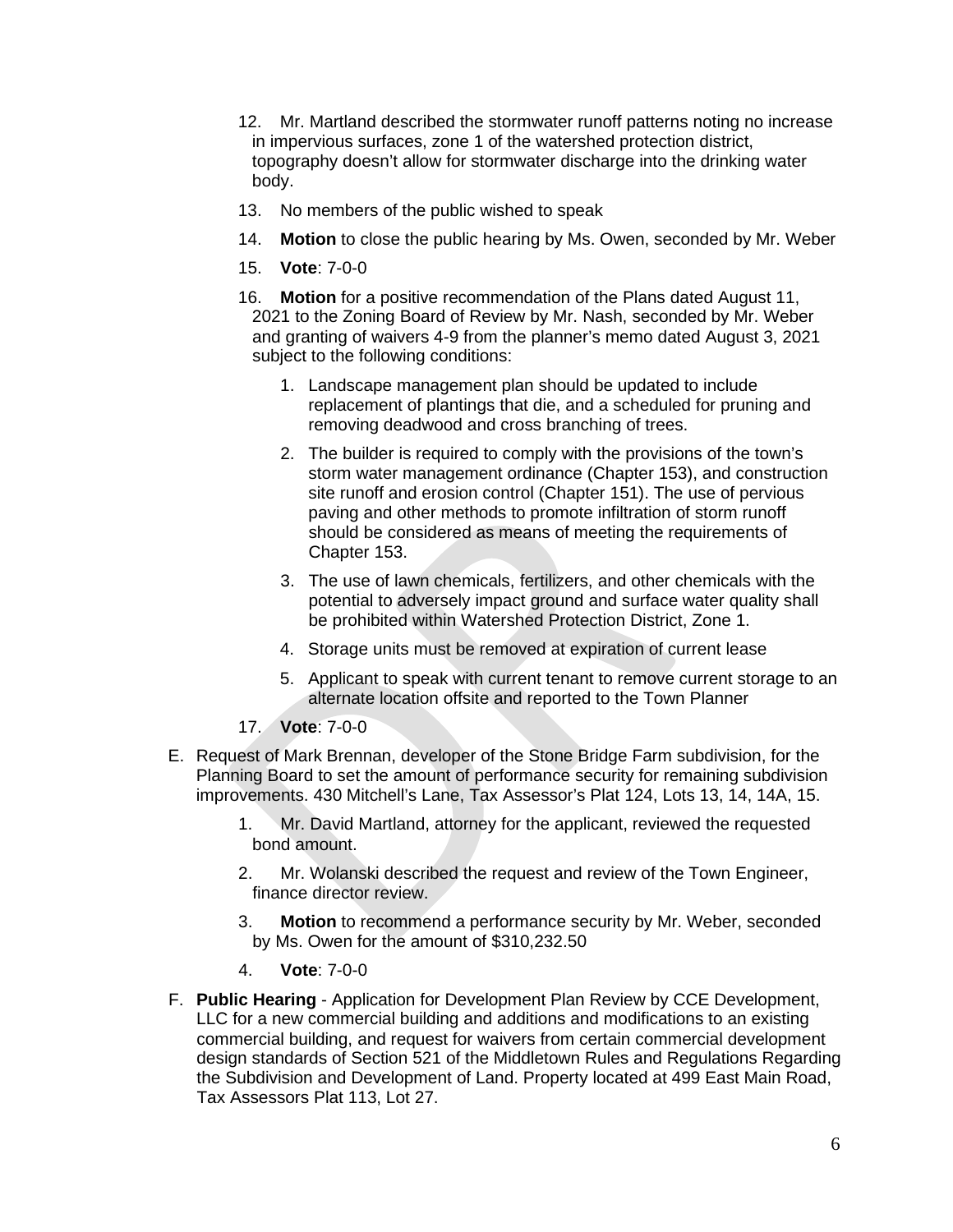12. Mr. Martland described the stormwater runoff patterns noting no increase in impervious surfaces, zone 1 of the watershed protection district, topography doesn't allow for stormwater discharge into the drinking water body.

13. No members of the public wished to speak

14. **Motion** to close the public hearing by Ms. Owen, seconded by Mr. Weber

15. **Vote**: 7-0-0

16. **Motion** for a positive recommendation of the Plans dated August 11, 2021 to the Zoning Board of Review by Mr. Nash, seconded by Mr. Weber and granting of waivers 4-9 from the planner's memo dated August 3, 2021 subject to the following conditions:

    1. Landscape management plan should be updated to include replacement of plantings that die, and a scheduled for pruning and removing deadwood and cross branching of trees.

    2. The builder is required to comply with the provisions of the town's storm water management ordinance (Chapter 153), and construction site runoff and erosion control (Chapter 151). The use of pervious paving and other methods to promote infiltration of storm runoff should be considered as means of meeting the requirements of Chapter 153.

    3. The use of lawn chemicals, fertilizers, and other chemicals with the potential to adversely impact ground and surface water quality shall be prohibited within Watershed Protection District, Zone 1.

    4. Storage units must be removed at expiration of current lease

    5. Applicant to speak with current tenant to remove current storage to an alternate location offsite and reported to the Town Planner

17. **Vote**: 7-0-0

E. Request of Mark Brennan, developer of the Stone Bridge Farm subdivision, for the Planning Board to set the amount of performance security for remaining subdivision improvements. 430 Mitchell's Lane, Tax Assessor's Plat 124, Lots 13, 14, 14A, 15.

    1. Mr. David Martland, attorney for the applicant, reviewed the requested bond amount.

    2. Mr. Wolanski described the request and review of the Town Engineer, finance director review.

    3. **Motion** to recommend a performance security by Mr. Weber, seconded by Ms. Owen for the amount of $310,232.50

    4. **Vote**: 7-0-0

F. **Public Hearing** - Application for Development Plan Review by CCE Development, LLC for a new commercial building and additions and modifications to an existing commercial building, and request for waivers from certain commercial development design standards of Section 521 of the Middletown Rules and Regulations Regarding the Subdivision and Development of Land. Property located at 499 East Main Road, Tax Assessors Plat 113, Lot 27.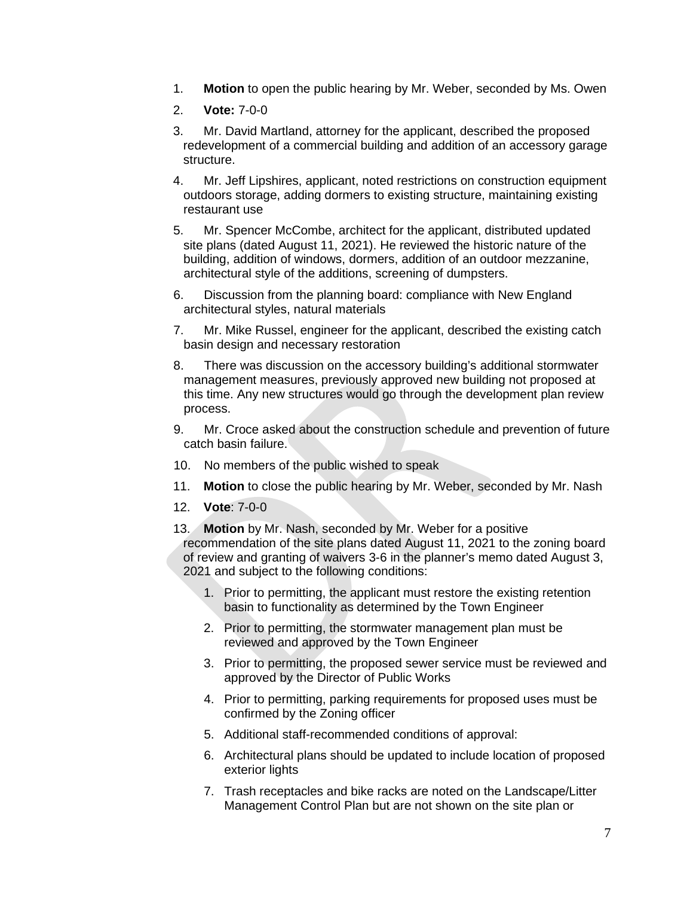1. **Motion** to open the public hearing by Mr. Weber, seconded by Ms. Owen
2. **Vote:** 7-0-0
3. Mr. David Martland, attorney for the applicant, described the proposed redevelopment of a commercial building and addition of an accessory garage structure.
4. Mr. Jeff Lipshires, applicant, noted restrictions on construction equipment outdoors storage, adding dormers to existing structure, maintaining existing restaurant use
5. Mr. Spencer McCombe, architect for the applicant, distributed updated site plans (dated August 11, 2021). He reviewed the historic nature of the building, addition of windows, dormers, addition of an outdoor mezzanine, architectural style of the additions, screening of dumpsters.
6. Discussion from the planning board: compliance with New England architectural styles, natural materials
7. Mr. Mike Russel, engineer for the applicant, described the existing catch basin design and necessary restoration
8. There was discussion on the accessory building's additional stormwater management measures, previously approved new building not proposed at this time. Any new structures would go through the development plan review process.
9. Mr. Croce asked about the construction schedule and prevention of future catch basin failure.
10. No members of the public wished to speak
11. **Motion** to close the public hearing by Mr. Weber, seconded by Mr. Nash
12. **Vote**: 7-0-0
13. **Motion** by Mr. Nash, seconded by Mr. Weber for a positive recommendation of the site plans dated August 11, 2021 to the zoning board of review and granting of waivers 3-6 in the planner's memo dated August 3, 2021 and subject to the following conditions:
    1. Prior to permitting, the applicant must restore the existing retention basin to functionality as determined by the Town Engineer
    2. Prior to permitting, the stormwater management plan must be reviewed and approved by the Town Engineer
    3. Prior to permitting, the proposed sewer service must be reviewed and approved by the Director of Public Works
    4. Prior to permitting, parking requirements for proposed uses must be confirmed by the Zoning officer
    5. Additional staff-recommended conditions of approval:
    6. Architectural plans should be updated to include location of proposed exterior lights
    7. Trash receptacles and bike racks are noted on the Landscape/Litter Management Control Plan but are not shown on the site plan or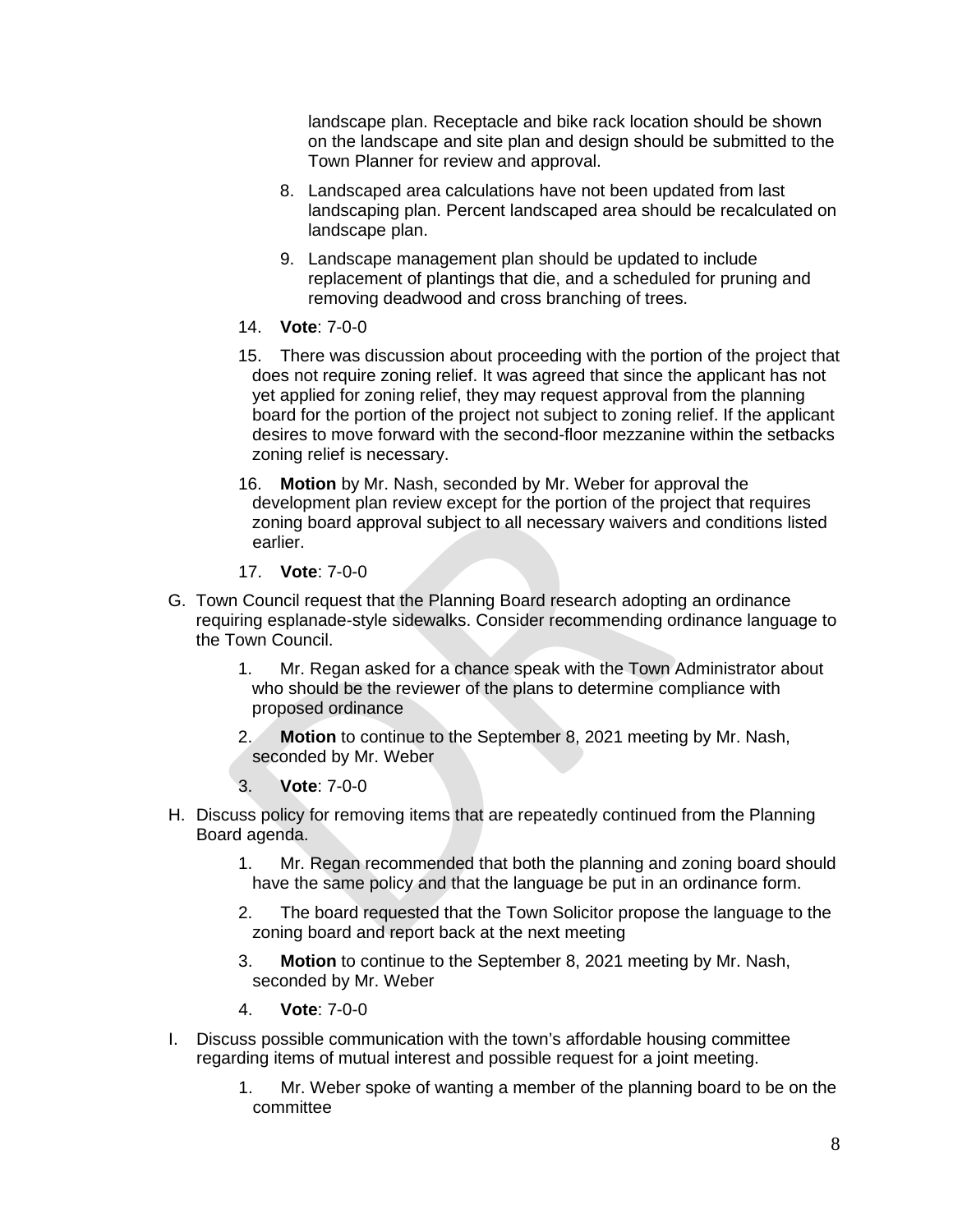landscape plan. Receptacle and bike rack location should be shown on the landscape and site plan and design should be submitted to the Town Planner for review and approval.

8. Landscaped area calculations have not been updated from last landscaping plan. Percent landscaped area should be recalculated on landscape plan.

9. Landscape management plan should be updated to include replacement of plantings that die, and a scheduled for pruning and removing deadwood and cross branching of trees.

14. **Vote**: 7-0-0

15. There was discussion about proceeding with the portion of the project that does not require zoning relief. It was agreed that since the applicant has not yet applied for zoning relief, they may request approval from the planning board for the portion of the project not subject to zoning relief. If the applicant desires to move forward with the second-floor mezzanine within the setbacks zoning relief is necessary.

16. **Motion** by Mr. Nash, seconded by Mr. Weber for approval the development plan review except for the portion of the project that requires zoning board approval subject to all necessary waivers and conditions listed earlier.

17. **Vote**: 7-0-0

G. Town Council request that the Planning Board research adopting an ordinance requiring esplanade-style sidewalks. Consider recommending ordinance language to the Town Council.

1. Mr. Regan asked for a chance speak with the Town Administrator about who should be the reviewer of the plans to determine compliance with proposed ordinance

2. **Motion** to continue to the September 8, 2021 meeting by Mr. Nash, seconded by Mr. Weber

3. **Vote**: 7-0-0

H. Discuss policy for removing items that are repeatedly continued from the Planning Board agenda.

1. Mr. Regan recommended that both the planning and zoning board should have the same policy and that the language be put in an ordinance form.

2. The board requested that the Town Solicitor propose the language to the zoning board and report back at the next meeting

3. **Motion** to continue to the September 8, 2021 meeting by Mr. Nash, seconded by Mr. Weber

4. **Vote**: 7-0-0

I. Discuss possible communication with the town's affordable housing committee regarding items of mutual interest and possible request for a joint meeting.

1. Mr. Weber spoke of wanting a member of the planning board to be on the committee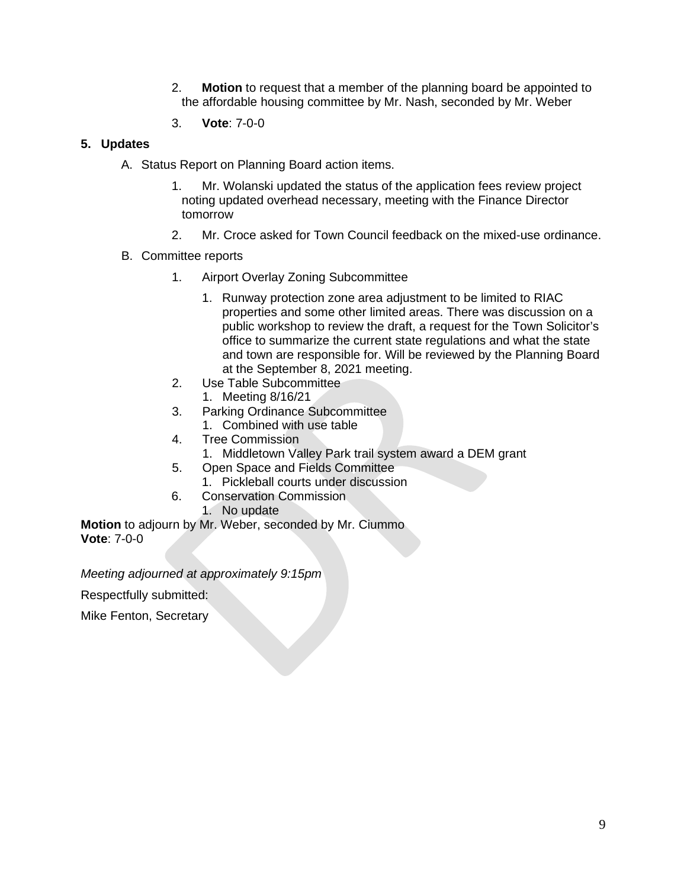2. **Motion** to request that a member of the planning board be appointed to the affordable housing committee by Mr. Nash, seconded by Mr. Weber

3. **Vote**: 7-0-0

**5. Updates**

A. Status Report on Planning Board action items.

1. Mr. Wolanski updated the status of the application fees review project noting updated overhead necessary, meeting with the Finance Director tomorrow

2. Mr. Croce asked for Town Council feedback on the mixed-use ordinance.

B. Committee reports

1. Airport Overlay Zoning Subcommittee
   1. Runway protection zone area adjustment to be limited to RIAC properties and some other limited areas. There was discussion on a public workshop to review the draft, a request for the Town Solicitor's office to summarize the current state regulations and what the state and town are responsible for. Will be reviewed by the Planning Board at the September 8, 2021 meeting.
2. Use Table Subcommittee
   1. Meeting 8/16/21
3. Parking Ordinance Subcommittee
   1. Combined with use table
4. Tree Commission
   1. Middletown Valley Park trail system award a DEM grant
5. Open Space and Fields Committee
   1. Pickleball courts under discussion
6. Conservation Commission
   1. No update

**Motion** to adjourn by Mr. Weber, seconded by Mr. Ciummo
**Vote**: 7-0-0

*Meeting adjourned at approximately 9:15pm*

Respectfully submitted:

Mike Fenton, Secretary